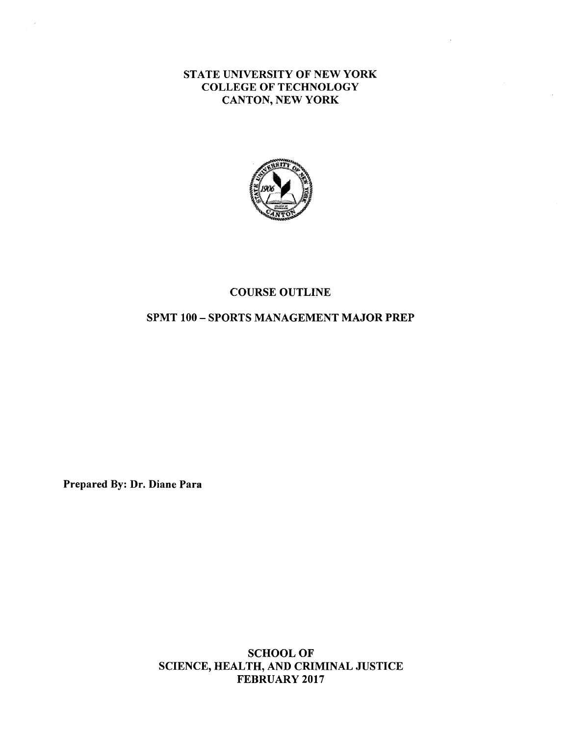# STATE UNIVERSITY OF NEW YORK
# COLLEGE OF TECHNOLOGY
# CANTON, NEW YORK

## COURSE OUTLINE

## SPMT 100 – SPORTS MANAGEMENT MAJOR PREP

**Prepared By: Dr. Diane Para**

**SCHOOL OF**
**SCIENCE, HEALTH, AND CRIMINAL JUSTICE**
**FEBRUARY 2017**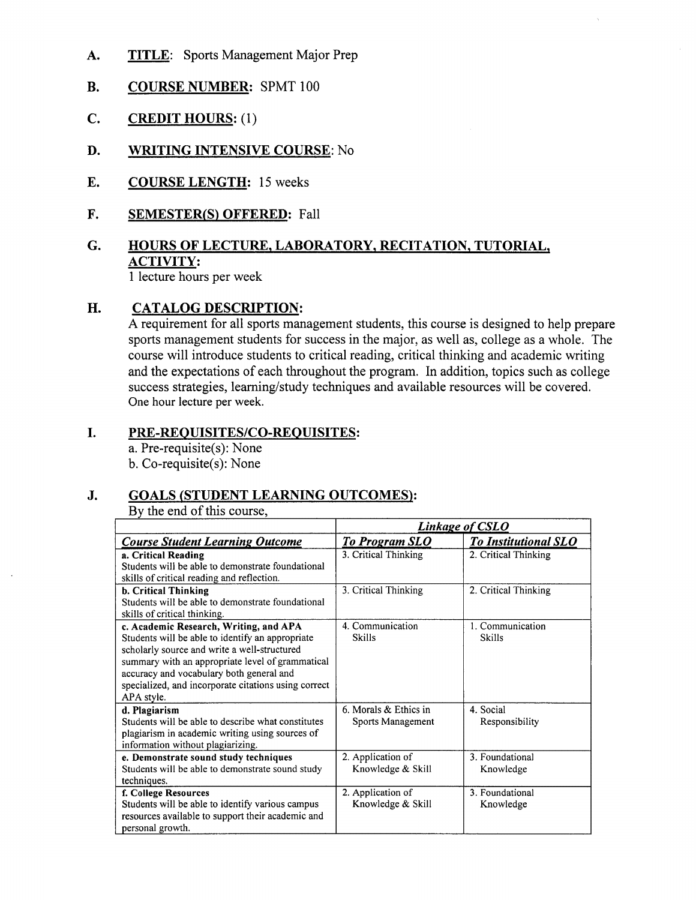**A.** **TITLE**: Sports Management Major Prep

**B.** **COURSE NUMBER:** SPMT 100

**C.** **CREDIT HOURS:** (1)

**D.** **WRITING INTENSIVE COURSE**: No

**E.** **COURSE LENGTH:** 15 weeks

**F.** **SEMESTER(S) OFFERED:** Fall

**G.** **HOURS OF LECTURE, LABORATORY, RECITATION, TUTORIAL, ACTIVITY:**

1 lecture hours per week

**H.** **CATALOG DESCRIPTION:**

A requirement for all sports management students, this course is designed to help prepare sports management students for success in the major, as well as, college as a whole. The course will introduce students to critical reading, critical thinking and academic writing and the expectations of each throughout the program. In addition, topics such as college success strategies, learning/study techniques and available resources will be covered. One hour lecture per week.

**I.** **PRE-REQUISITES/CO-REQUISITES:**

a. Pre-requisite(s): None
b. Co-requisite(s): None

**J.** **GOALS (STUDENT LEARNING OUTCOMES):**

By the end of this course,

| | *Linkage of CSLO* | |
|---|---|---|
| ***Course Student Learning Outcome*** | ***To Program SLO*** | ***To Institutional SLO*** |
| **a. Critical Reading** Students will be able to demonstrate foundational skills of critical reading and reflection. | 3. Critical Thinking | 2. Critical Thinking |
| **b. Critical Thinking** Students will be able to demonstrate foundational skills of critical thinking. | 3. Critical Thinking | 2. Critical Thinking |
| **c. Academic Research, Writing, and APA** Students will be able to identify an appropriate scholarly source and write a well-structured summary with an appropriate level of grammatical accuracy and vocabulary both general and specialized, and incorporate citations using correct APA style. | 4. Communication Skills | 1. Communication Skills |
| **d. Plagiarism** Students will be able to describe what constitutes plagiarism in academic writing using sources of information without plagiarizing. | 6. Morals & Ethics in Sports Management | 4. Social Responsibility |
| **e. Demonstrate sound study techniques** Students will be able to demonstrate sound study techniques. | 2. Application of Knowledge & Skill | 3. Foundational Knowledge |
| **f. College Resources** Students will be able to identify various campus resources available to support their academic and personal growth. | 2. Application of Knowledge & Skill | 3. Foundational Knowledge |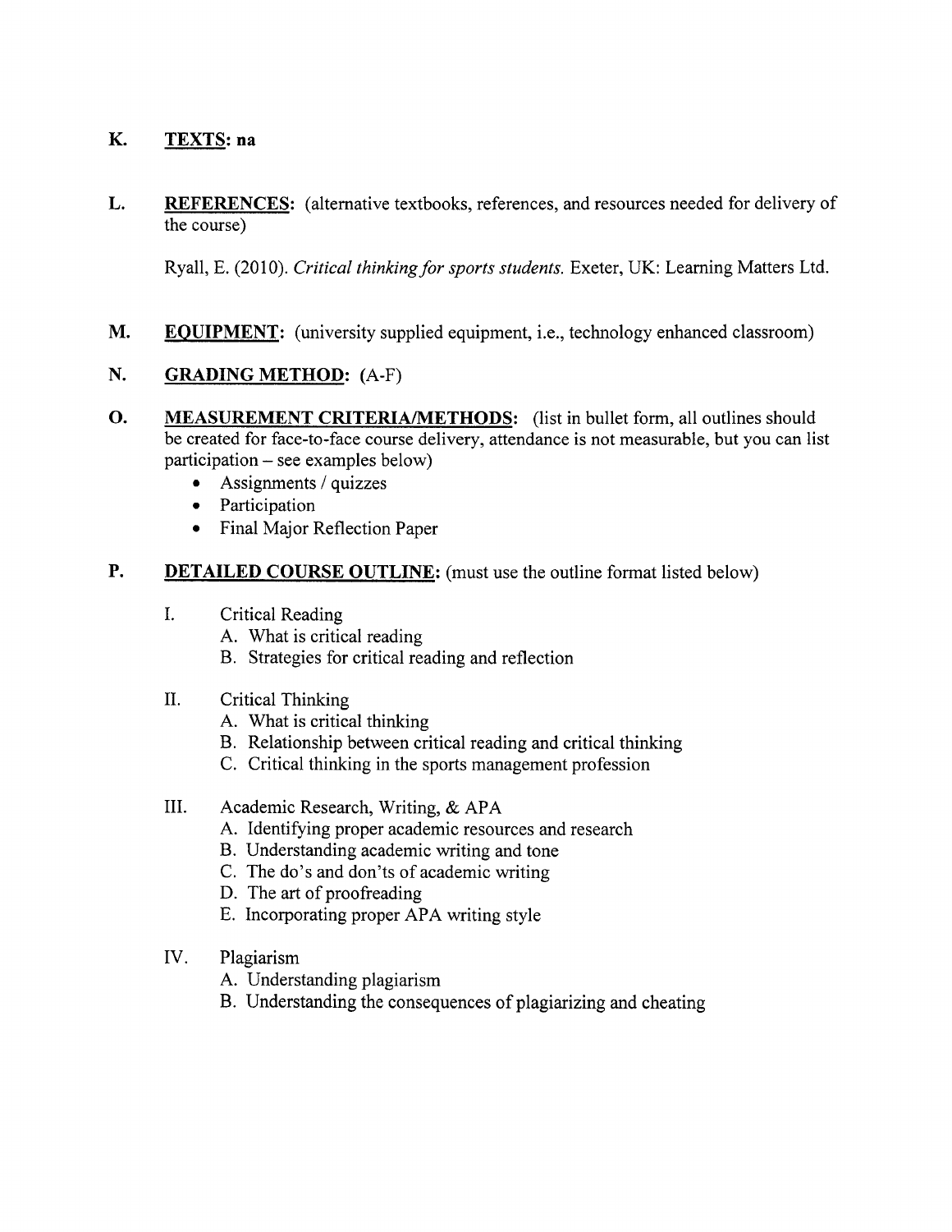**K. TEXTS: na**

**L. REFERENCES:** (alternative textbooks, references, and resources needed for delivery of the course)

Ryall, E. (2010). *Critical thinking for sports students.* Exeter, UK: Learning Matters Ltd.

**M. EQUIPMENT:** (university supplied equipment, i.e., technology enhanced classroom)

**N. GRADING METHOD:** (A-F)

**O. MEASUREMENT CRITERIA/METHODS:** (list in bullet form, all outlines should be created for face-to-face course delivery, attendance is not measurable, but you can list participation – see examples below)

- Assignments / quizzes
- Participation
- Final Major Reflection Paper

**P. DETAILED COURSE OUTLINE:** (must use the outline format listed below)

I. Critical Reading
   A. What is critical reading
   B. Strategies for critical reading and reflection

II. Critical Thinking
   A. What is critical thinking
   B. Relationship between critical reading and critical thinking
   C. Critical thinking in the sports management profession

III. Academic Research, Writing, & APA
   A. Identifying proper academic resources and research
   B. Understanding academic writing and tone
   C. The do's and don'ts of academic writing
   D. The art of proofreading
   E. Incorporating proper APA writing style

IV. Plagiarism
   A. Understanding plagiarism
   B. Understanding the consequences of plagiarizing and cheating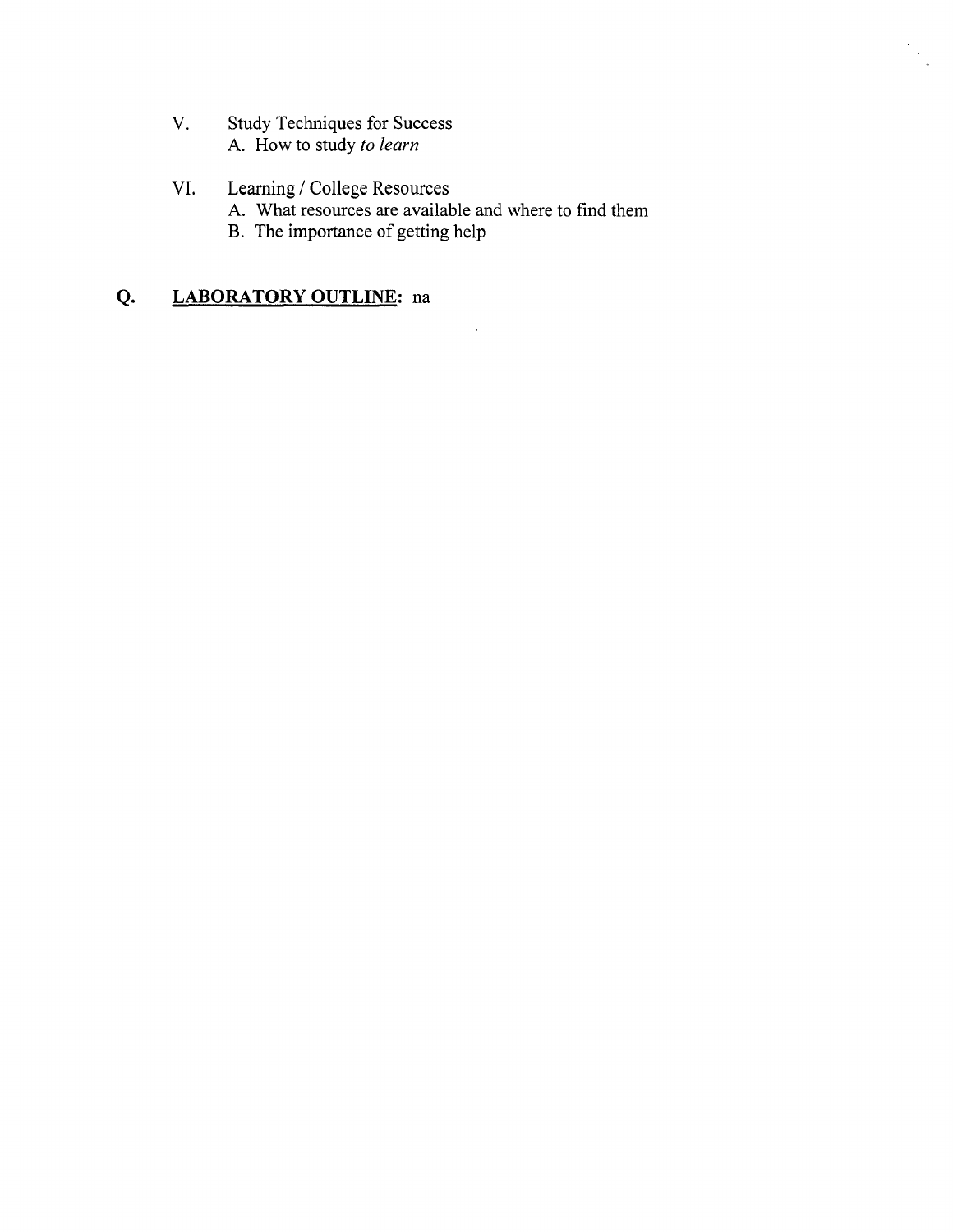V. Study Techniques for Success
   A. How to study *to learn*

VI. Learning / College Resources
   A. What resources are available and where to find them
   B. The importance of getting help

## Q. <u>LABORATORY OUTLINE</u>: na